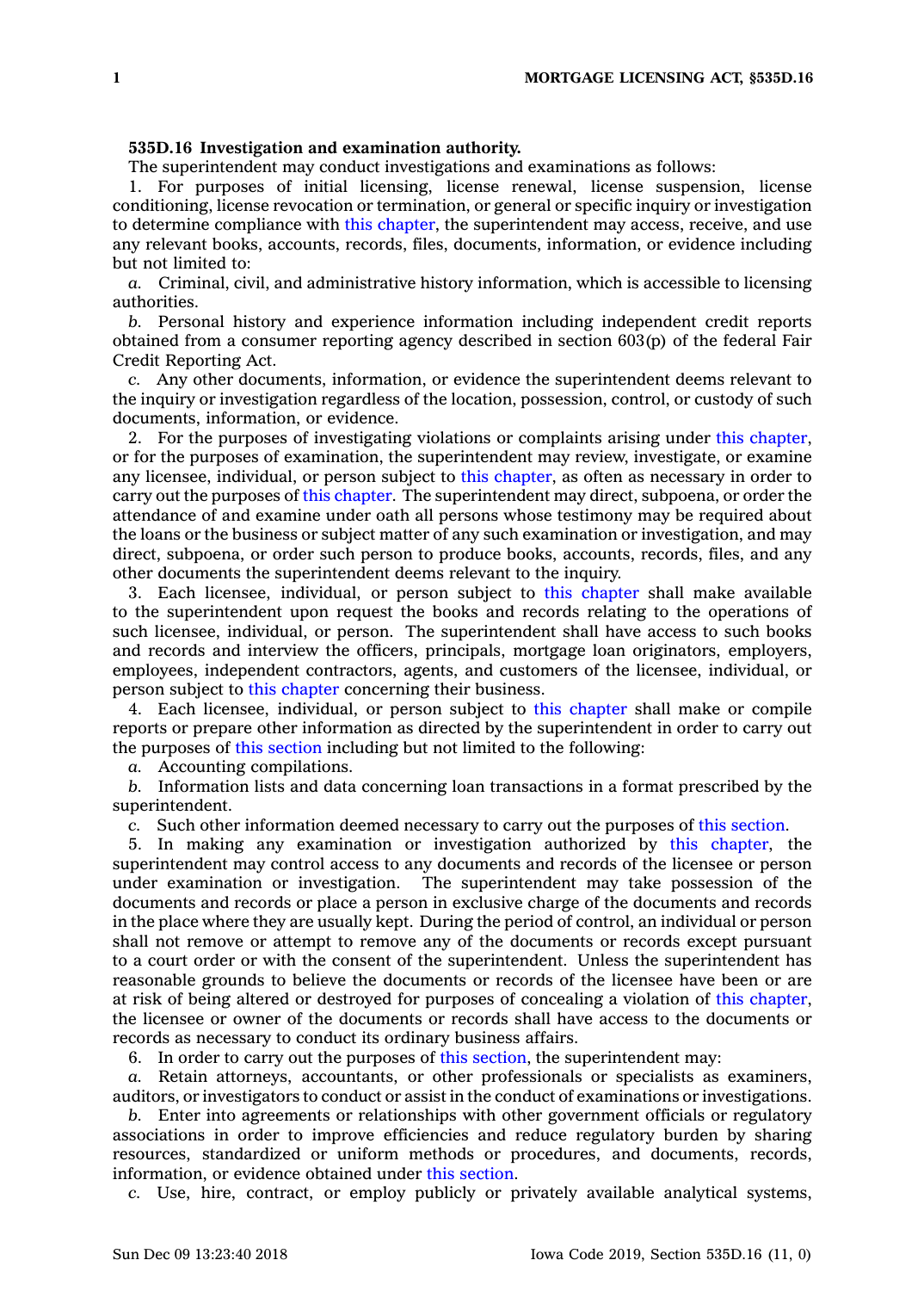**535D.16 Investigation and examination authority.**

The superintendent may conduct investigations and examinations as follows:

1. For purposes of initial licensing, license renewal, license suspension, license conditioning, license revocation or termination, or general or specific inquiry or investigation to determine compliance with this chapter, the superintendent may access, receive, and use any relevant books, accounts, records, files, documents, information, or evidence including but not limited to:

*a.* Criminal, civil, and administrative history information, which is accessible to licensing authorities.

*b.* Personal history and experience information including independent credit reports obtained from a consumer reporting agency described in section 603(p) of the federal Fair Credit Reporting Act.

*c.* Any other documents, information, or evidence the superintendent deems relevant to the inquiry or investigation regardless of the location, possession, control, or custody of such documents, information, or evidence.

2. For the purposes of investigating violations or complaints arising under this chapter, or for the purposes of examination, the superintendent may review, investigate, or examine any licensee, individual, or person subject to this chapter, as often as necessary in order to carry out the purposes of this chapter. The superintendent may direct, subpoena, or order the attendance of and examine under oath all persons whose testimony may be required about the loans or the business or subject matter of any such examination or investigation, and may direct, subpoena, or order such person to produce books, accounts, records, files, and any other documents the superintendent deems relevant to the inquiry.

3. Each licensee, individual, or person subject to this chapter shall make available to the superintendent upon request the books and records relating to the operations of such licensee, individual, or person. The superintendent shall have access to such books and records and interview the officers, principals, mortgage loan originators, employers, employees, independent contractors, agents, and customers of the licensee, individual, or person subject to this chapter concerning their business.

4. Each licensee, individual, or person subject to this chapter shall make or compile reports or prepare other information as directed by the superintendent in order to carry out the purposes of this section including but not limited to the following:

*a.* Accounting compilations.

*b.* Information lists and data concerning loan transactions in a format prescribed by the superintendent.

*c.* Such other information deemed necessary to carry out the purposes of this section.

5. In making any examination or investigation authorized by this chapter, the superintendent may control access to any documents and records of the licensee or person under examination or investigation. The superintendent may take possession of the documents and records or place a person in exclusive charge of the documents and records in the place where they are usually kept. During the period of control, an individual or person shall not remove or attempt to remove any of the documents or records except pursuant to a court order or with the consent of the superintendent. Unless the superintendent has reasonable grounds to believe the documents or records of the licensee have been or are at risk of being altered or destroyed for purposes of concealing a violation of this chapter, the licensee or owner of the documents or records shall have access to the documents or records as necessary to conduct its ordinary business affairs.

6. In order to carry out the purposes of this section, the superintendent may:

*a.* Retain attorneys, accountants, or other professionals or specialists as examiners, auditors, or investigators to conduct or assist in the conduct of examinations or investigations.

*b.* Enter into agreements or relationships with other government officials or regulatory associations in order to improve efficiencies and reduce regulatory burden by sharing resources, standardized or uniform methods or procedures, and documents, records, information, or evidence obtained under this section.

*c.* Use, hire, contract, or employ publicly or privately available analytical systems,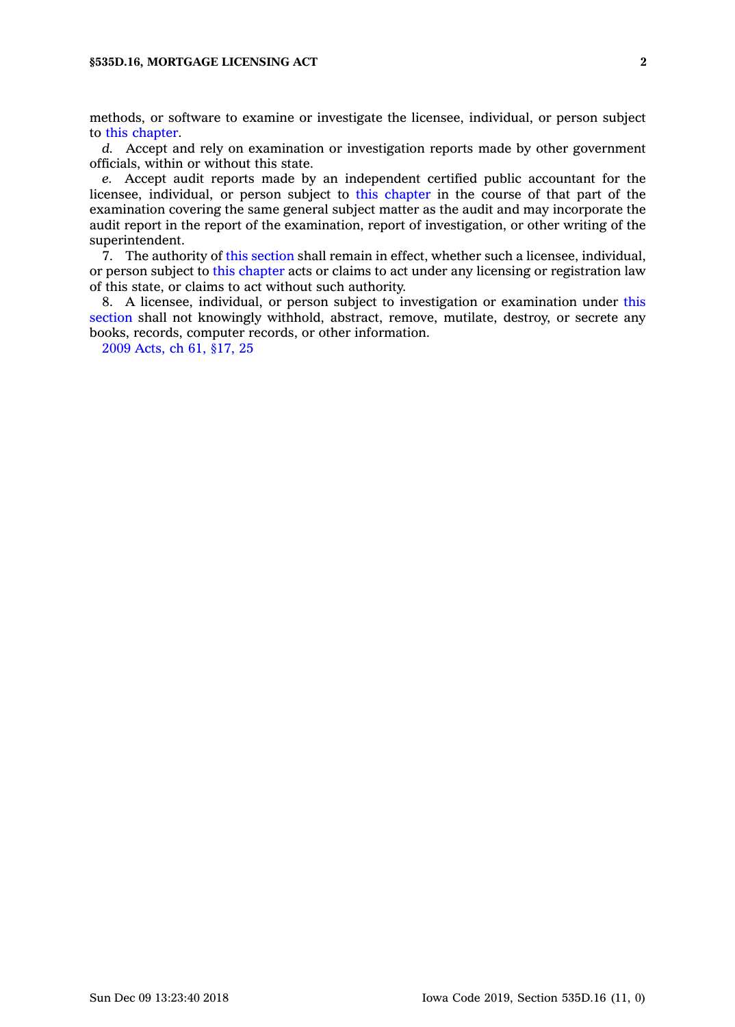methods, or software to examine or investigate the licensee, individual, or person subject to this chapter.

*d.* Accept and rely on examination or investigation reports made by other government officials, within or without this state.

*e.* Accept audit reports made by an independent certified public accountant for the licensee, individual, or person subject to this chapter in the course of that part of the examination covering the same general subject matter as the audit and may incorporate the audit report in the report of the examination, report of investigation, or other writing of the superintendent.

7. The authority of this section shall remain in effect, whether such a licensee, individual, or person subject to this chapter acts or claims to act under any licensing or registration law of this state, or claims to act without such authority.

8. A licensee, individual, or person subject to investigation or examination under this section shall not knowingly withhold, abstract, remove, mutilate, destroy, or secrete any books, records, computer records, or other information.

2009 Acts, ch 61, §17, 25